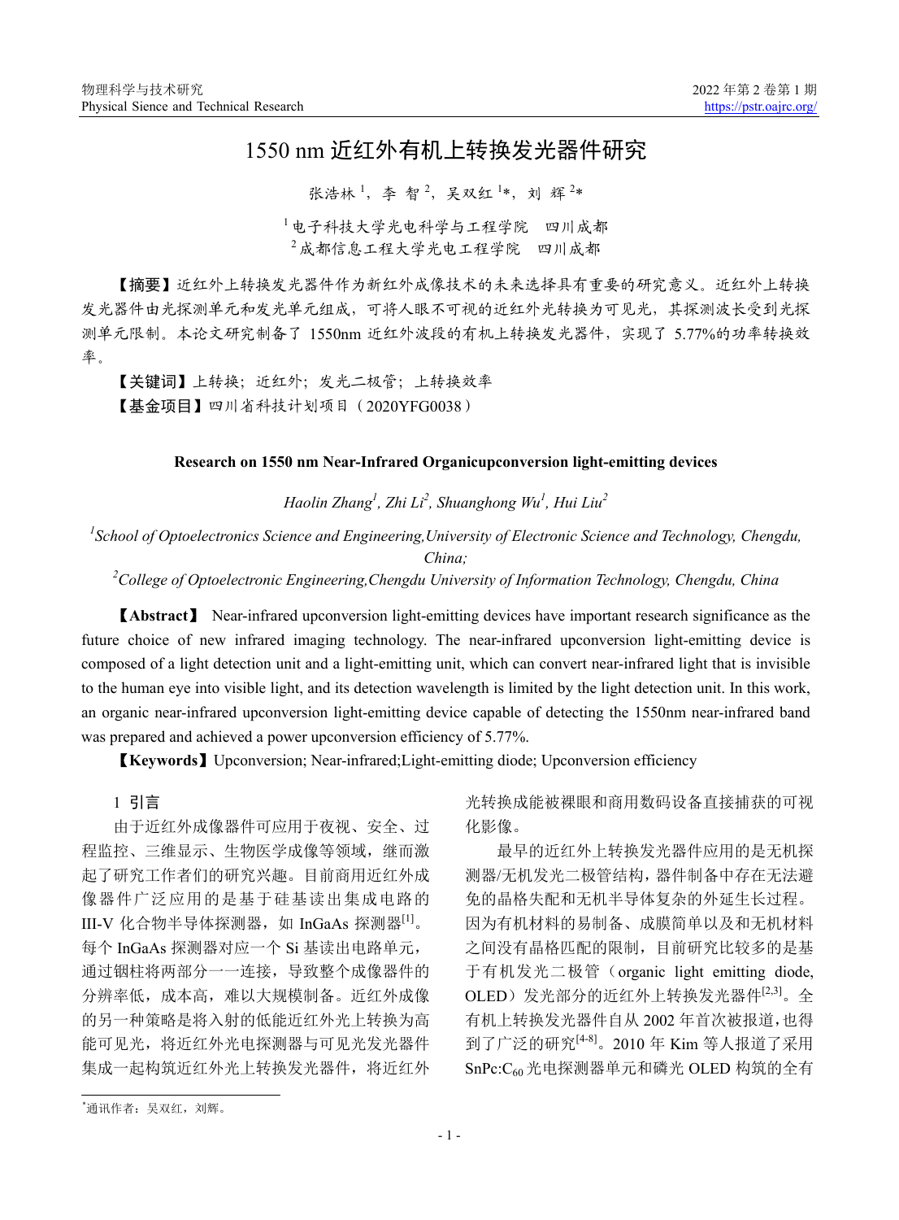# 1550 nm 近红外有机上转换发光器件研究

张浩林 [1]，李 智 [2]，吴双红 [1]*，刘 辉 [2]*

[1] 电子科技大学光电科学与工程学院　四川成都
[2] 成都信息工程大学光电工程学院　四川成都

【摘要】近红外上转换发光器件作为新红外成像技术的未来选择具有重要的研究意义。近红外上转换发光器件由光探测单元和发光单元组成，可将人眼不可视的近红外光转换为可见光，其探测波长受到光探测单元限制。本论文研究制备了 1550nm 近红外波段的有机上转换发光器件，实现了 5.77%的功率转换效率。

【关键词】上转换；近红外；发光二极管；上转换效率

【基金项目】四川省科技计划项目（2020YFG0038）

**Research on 1550 nm Near-Infrared Organicupconversion light-emitting devices**

*Haolin Zhang[1], Zhi Li[2], Shuanghong Wu[1], Hui Liu[2]*

*[1]School of Optoelectronics Science and Engineering,University of Electronic Science and Technology, Chengdu, China;*

*[2]College of Optoelectronic Engineering,Chengdu University of Information Technology, Chengdu, China*

**【Abstract】** Near-infrared upconversion light-emitting devices have important research significance as the future choice of new infrared imaging technology. The near-infrared upconversion light-emitting device is composed of a light detection unit and a light-emitting unit, which can convert near-infrared light that is invisible to the human eye into visible light, and its detection wavelength is limited by the light detection unit. In this work, an organic near-infrared upconversion light-emitting device capable of detecting the 1550nm near-infrared band was prepared and achieved a power upconversion efficiency of 5.77%.

**【Keywords】** Upconversion; Near-infrared;Light-emitting diode; Upconversion efficiency

## 1 引言

由于近红外成像器件可应用于夜视、安全、过程监控、三维显示、生物医学成像等领域，继而激起了研究工作者们的研究兴趣。目前商用近红外成像器件广泛应用的是基于硅基读出集成电路的 III-V 化合物半导体探测器，如 InGaAs 探测器[1]。每个 InGaAs 探测器对应一个 Si 基读出电路单元，通过铟柱将两部分一一连接，导致整个成像器件的分辨率低，成本高，难以大规模制备。近红外成像的另一种策略是将入射的低能近红外光上转换为高能可见光，将近红外光电探测器与可见光发光器件集成一起构筑近红外光上转换发光器件，将近红外光转换成能被裸眼和商用数码设备直接捕获的可视化影像。

最早的近红外上转换发光器件应用的是无机探测器/无机发光二极管结构，器件制备中存在无法避免的晶格失配和无机半导体复杂的外延生长过程。因为有机材料的易制备、成膜简单以及和无机材料之间没有晶格匹配的限制，目前研究比较多的是基于有机发光二极管（organic light emitting diode, OLED）发光部分的近红外上转换发光器件[2,3]。全有机上转换发光器件自从 2002 年首次被报道，也得到了广泛的研究[4-8]。2010 年 Kim 等人报道了采用 SnPc:$C_{60}$ 光电探测器单元和磷光 OLED 构筑的全有

*通讯作者：吴双红，刘辉。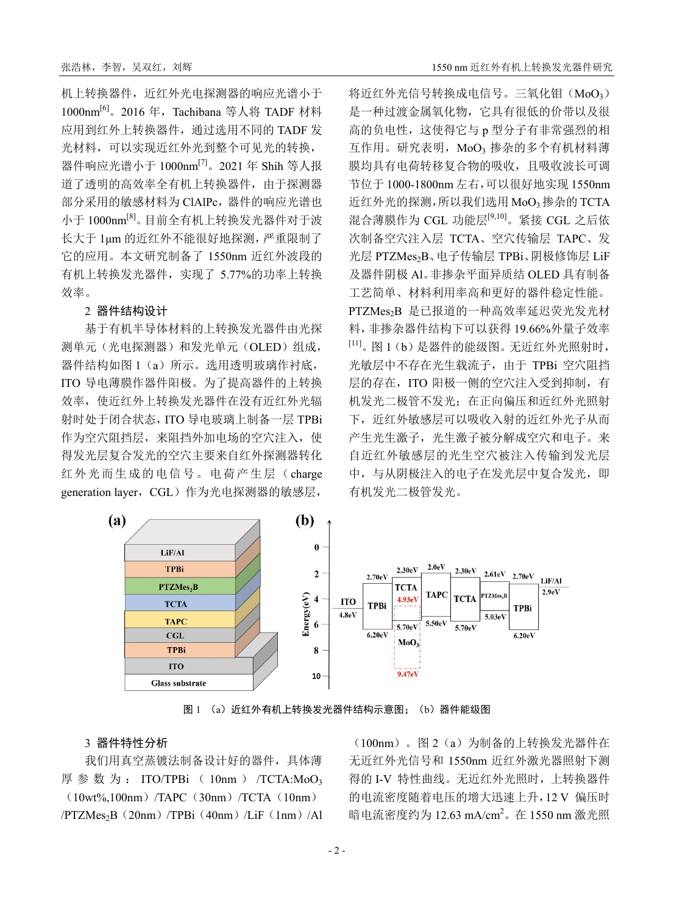机上转换器件，近红外光电探测器的响应光谱小于1000nm[6]。2016 年，Tachibana 等人将 TADF 材料应用到红外上转换器件，通过选用不同的 TADF 发光材料，可以实现近红外光到整个可见光的转换，器件响应光谱小于 1000nm[7]。2021 年 Shih 等人报道了透明的高效率全有机上转换器件，由于探测器部分采用的敏感材料为 ClAlPc，器件的响应光谱也小于 1000nm[8]。目前全有机上转换发光器件对于波长大于 1μm 的近红外不能很好地探测，严重限制了它的应用。本文研究制备了 1550nm 近红外波段的有机上转换发光器件，实现了 5.77%的功率上转换效率。

## 2 器件结构设计

基于有机半导体材料的上转换发光器件由光探测单元（光电探测器）和发光单元（OLED）组成，器件结构如图 1（a）所示。选用透明玻璃作衬底，ITO 导电薄膜作器件阳极。为了提高器件的上转换效率，使近红外上转换发光器件在没有近红外光辐射时处于闭合状态，ITO 导电玻璃上制备一层 TPBi 作为空穴阻挡层，来阻挡外加电场的空穴注入，使得发光层复合发光的空穴主要来自红外探测器转化红外光而生成的电信号。电荷产生层（charge generation layer，CGL）作为光电探测器的敏感层，将近红外光信号转换成电信号。三氧化钼（$MoO_3$）是一种过渡金属氧化物，它具有很低的价带以及很高的负电性，这使得它与 p 型分子有非常强烈的相互作用。研究表明，$MoO_3$ 掺杂的多个有机材料薄膜均具有电荷转移复合物的吸收，且吸收波长可调节位于 1000-1800nm 左右，可以很好地实现 1550nm 近红外光的探测，所以我们选用 $MoO_3$ 掺杂的 TCTA 混合薄膜作为 CGL 功能层[9,10]。紧接 CGL 之后依次制备空穴注入层 TCTA、空穴传输层 TAPC、发光层 $PTZMes_2B$、电子传输层 TPBi、阴极修饰层 LiF 及器件阴极 Al。非掺杂平面异质结 OLED 具有制备工艺简单、材料利用率高和更好的器件稳定性能。$PTZMes_2B$ 是已报道的一种高效率延迟荧光发光材料，非掺杂器件结构下可以获得 19.66%外量子效率[11]。图 1（b）是器件的能级图。无近红外光照射时，光敏层中不存在光生载流子，由于 TPBi 空穴阻挡层的存在，ITO 阳极一侧的空穴注入受到抑制，有机发光二极管不发光；在正向偏压和近红外光照射下，近红外敏感层可以吸收入射的近红外光子从而产生光生激子，光生激子被分解成空穴和电子。来自近红外敏感层的光生空穴被注入传输到发光层中，与从阴极注入的电子在发光层中复合发光，即有机发光二极管发光。

(a)
LiF/Al
TPBi
PTZMes2B
TCTA
TAPC
CGL
TPBi
ITO
Glass substrate

(b)
Energy(eV)
0
2
4
6
8
10
ITO 4.8eV
TPBi 2.70eV 6.20eV
TCTA 2.30eV 4.93eV 5.70eV
MoO3 9.47eV
TAPC 2.0eV 5.50eV
TCTA 2.30eV 5.70eV
PTZMes2B 2.61eV 5.03eV
TPBi 2.70eV 6.20eV
LiF/Al 2.9eV

图 1 （a）近红外有机上转换发光器件结构示意图；（b）器件能级图

## 3 器件特性分析

我们用真空蒸镀法制备设计好的器件，具体薄厚参数为：ITO/TPBi（10nm）/TCTA:$MoO_3$（10wt%,100nm）/TAPC（30nm）/TCTA（10nm）/$PTZMes_2B$（20nm）/TPBi（40nm）/LiF（1nm）/Al（100nm）。图 2（a）为制备的上转换发光器件在无近红外光信号和 1550nm 近红外激光器照射下测得的 I-V 特性曲线。无近红外光照时，上转换器件的电流密度随着电压的增大迅速上升，12 V 偏压时暗电流密度约为 12.63 mA/cm$^2$。在 1550 nm 激光照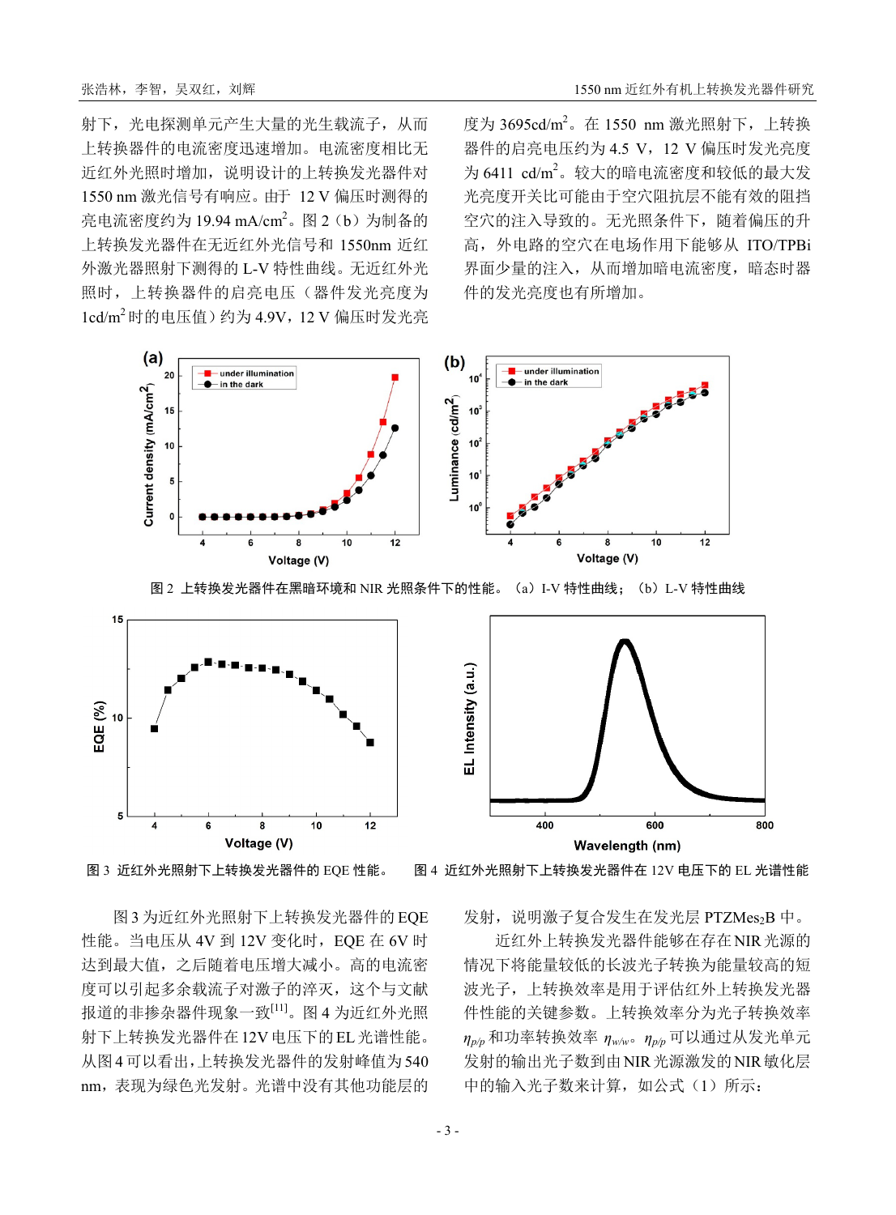射下，光电探测单元产生大量的光生载流子，从而上转换器件的电流密度迅速增加。电流密度相比无近红外光照时增加，说明设计的上转换发光器件对 1550 nm 激光信号有响应。由于 12 V 偏压时测得的亮电流密度约为 19.94 mA/cm$^2$。图 2（b）为制备的上转换发光器件在无近红外光信号和 1550nm 近红外激光器照射下测得的 L-V 特性曲线。无近红外光照时，上转换器件的启亮电压（器件发光亮度为 1cd/m$^2$ 时的电压值）约为 4.9V，12 V 偏压时发光亮度为 3695cd/m$^2$。在 1550 nm 激光照射下，上转换器件的启亮电压约为 4.5 V，12 V 偏压时发光亮度为 6411 cd/m$^2$。较大的暗电流密度和较低的最大发光亮度开关比可能由于空穴阻抗层不能有效的阻挡空穴的注入导致的。无光照条件下，随着偏压的升高，外电路的空穴在电场作用下能够从 ITO/TPBi 界面少量的注入，从而增加暗电流密度，暗态时器件的发光亮度也有所增加。

(a)
Current density (mA/cm$^2$)
20
15
10
5
0
4 6 8 10 12
Voltage (V)
under illumination
in the dark

(b)
Luminance (cd/m$^2$)
$10^4$
$10^3$
$10^2$
$10^1$
$10^0$
4 6 8 10 12
Voltage (V)
under illumination
in the dark

图 2 上转换发光器件在黑暗环境和 NIR 光照条件下的性能。（a）I-V 特性曲线；（b）L-V 特性曲线

EQE (%)
15
10
5
4 6 8 10 12
Voltage (V)

图 3 近红外光照射下上转换发光器件的 EQE 性能。

EL Intensity (a.u.)
400 600 800
Wavelength (nm)

图 4 近红外光照射下上转换发光器件在 12V 电压下的 EL 光谱性能

图 3 为近红外光照射下上转换发光器件的 EQE 性能。当电压从 4V 到 12V 变化时，EQE 在 6V 时达到最大值，之后随着电压增大减小。高的电流密度可以引起多余载流子对激子的淬灭，这个与文献报道的非掺杂器件现象一致[11]。图 4 为近红外光照射下上转换发光器件在 12V 电压下的 EL 光谱性能。从图 4 可以看出，上转换发光器件的发射峰值为 540 nm，表现为绿色光发射。光谱中没有其他功能层的发射，说明激子复合发生在发光层 PTZMes$_2$B 中。

近红外上转换发光器件能够在存在 NIR 光源的情况下将能量较低的长波光子转换为能量较高的短波光子，上转换效率是用于评估红外上转换发光器件性能的关键参数。上转换效率分为光子转换效率 $\eta_{p/p}$ 和功率转换效率 $\eta_{w/w}$。$\eta_{p/p}$ 可以通过从发光单元发射的输出光子数到由 NIR 光源激发的 NIR 敏化层中的输入光子数来计算，如公式（1）所示：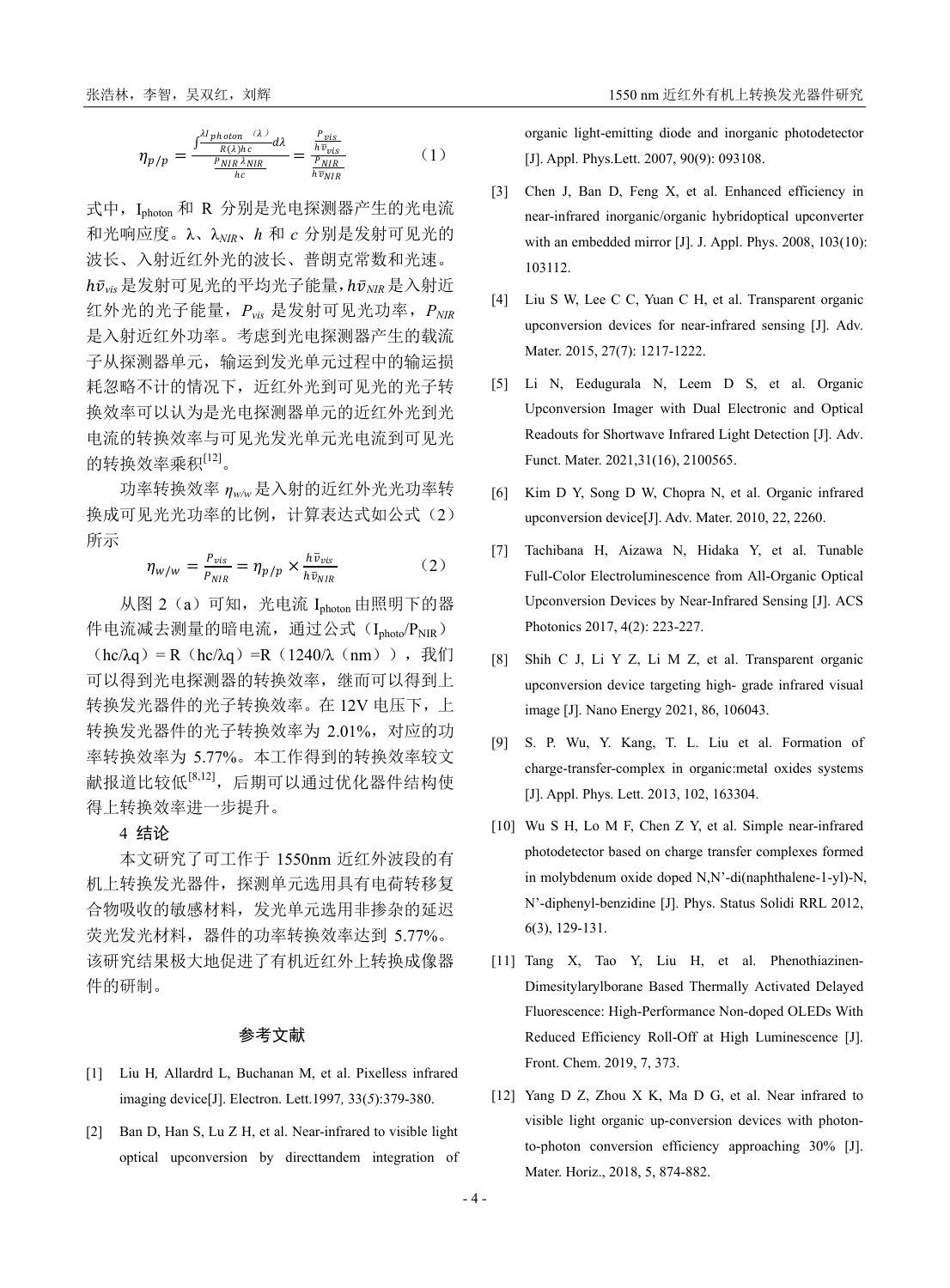$$\eta_{p/p} = \frac{\int \frac{\lambda I_{photon}(\lambda)}{R(\lambda)hc} d\lambda}{\frac{P_{NIR}\lambda_{NIR}}{hc}} = \frac{\frac{P_{vis}}{h\bar{v}_{vis}}}{\frac{P_{NIR}}{h\bar{v}_{NIR}}} \qquad (1)$$

式中，$I_{photon}$ 和 R 分别是光电探测器产生的光电流和光响应度。λ、$\lambda_{NIR}$、$h$ 和 $c$ 分别是发射可见光的波长、入射近红外光的波长、普朗克常数和光速。$h\bar{v}_{vis}$ 是发射可见光的平均光子能量，$h\bar{v}_{NIR}$ 是入射近红外光的光子能量，$P_{vis}$ 是发射可见光功率，$P_{NIR}$ 是入射近红外功率。考虑到光电探测器产生的载流子从探测器单元，输运到发光单元过程中的输运损耗忽略不计的情况下，近红外光到可见光的光子转换效率可以认为是光电探测器单元的近红外光到光电流的转换效率与可见光发光单元光电流到可见光的转换效率乘积[12]。

功率转换效率 $\eta_{w/w}$ 是入射的近红外光光功率转换成可见光光功率的比例，计算表达式如公式（2）所示

$$\eta_{w/w} = \frac{P_{vis}}{P_{NIR}} = \eta_{p/p} \times \frac{h\bar{v}_{vis}}{h\bar{v}_{NIR}} \qquad (2)$$

从图 2（a）可知，光电流 $I_{photon}$ 由照明下的器件电流减去测量的暗电流，通过公式（$I_{photo}/P_{NIR}$）（hc/λq）= R（hc/λq）=R（1240/λ（nm）），我们可以得到光电探测器的转换效率，继而可以得到上转换发光器件的光子转换效率。在 12V 电压下，上转换发光器件的光子转换效率为 2.01%，对应的功率转换效率为 5.77%。本工作得到的转换效率较文献报道比较低[8,12]，后期可以通过优化器件结构使得上转换效率进一步提升。

## 4 结论

本文研究了可工作于 1550nm 近红外波段的有机上转换发光器件，探测单元选用具有电荷转移复合物吸收的敏感材料，发光单元选用非掺杂的延迟荧光发光材料，器件的功率转换效率达到 5.77%。该研究结果极大地促进了有机近红外上转换成像器件的研制。

## 参考文献

[1] Liu H, Allardrd L, Buchanan M, et al. Pixelless infrared imaging device[J]. Electron. Lett.1997, 33(5):379-380.

[2] Ban D, Han S, Lu Z H, et al. Near-infrared to visible light optical upconversion by directtandem integration of organic light-emitting diode and inorganic photodetector [J]. Appl. Phys.Lett. 2007, 90(9): 093108.

[3] Chen J, Ban D, Feng X, et al. Enhanced efficiency in near-infrared inorganic/organic hybridoptical upconverter with an embedded mirror [J]. J. Appl. Phys. 2008, 103(10): 103112.

[4] Liu S W, Lee C C, Yuan C H, et al. Transparent organic upconversion devices for near-infrared sensing [J]. Adv. Mater. 2015, 27(7): 1217-1222.

[5] Li N, Eedugurala N, Leem D S, et al. Organic Upconversion Imager with Dual Electronic and Optical Readouts for Shortwave Infrared Light Detection [J]. Adv. Funct. Mater. 2021,31(16), 2100565.

[6] Kim D Y, Song D W, Chopra N, et al. Organic infrared upconversion device[J]. Adv. Mater. 2010, 22, 2260.

[7] Tachibana H, Aizawa N, Hidaka Y, et al. Tunable Full-Color Electroluminescence from All-Organic Optical Upconversion Devices by Near-Infrared Sensing [J]. ACS Photonics 2017, 4(2): 223-227.

[8] Shih C J, Li Y Z, Li M Z, et al. Transparent organic upconversion device targeting high- grade infrared visual image [J]. Nano Energy 2021, 86, 106043.

[9] S. P. Wu, Y. Kang, T. L. Liu et al. Formation of charge-transfer-complex in organic:metal oxides systems [J]. Appl. Phys. Lett. 2013, 102, 163304.

[10] Wu S H, Lo M F, Chen Z Y, et al. Simple near-infrared photodetector based on charge transfer complexes formed in molybdenum oxide doped N,N'-di(naphthalene-1-yl)-N, N'-diphenyl-benzidine [J]. Phys. Status Solidi RRL 2012, 6(3), 129-131.

[11] Tang X, Tao Y, Liu H, et al. Phenothiazinen-Dimesitylarylborane Based Thermally Activated Delayed Fluorescence: High-Performance Non-doped OLEDs With Reduced Efficiency Roll-Off at High Luminescence [J]. Front. Chem. 2019, 7, 373.

[12] Yang D Z, Zhou X K, Ma D G, et al. Near infrared to visible light organic up-conversion devices with photon-to-photon conversion efficiency approaching 30% [J]. Mater. Horiz., 2018, 5, 874-882.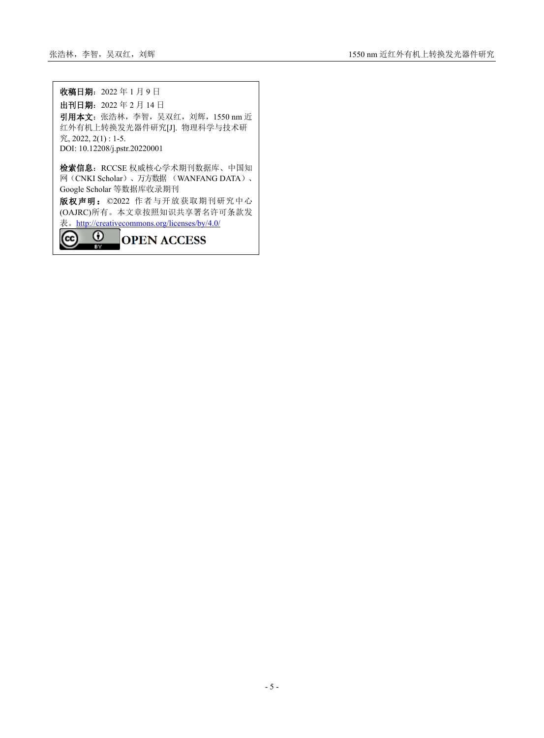**收稿日期**：2022 年 1 月 9 日

**出刊日期**：2022 年 2 月 14 日

**引用本文**：张浩林，李智，吴双红，刘辉，1550 nm 近红外有机上转换发光器件研究[J]. 物理科学与技术研究, 2022, 2(1) : 1-5.

DOI: 10.12208/j.pstr.20220001

**检索信息**：RCCSE 权威核心学术期刊数据库、中国知网（CNKI Scholar）、万方数据（WANFANG DATA）、Google Scholar 等数据库收录期刊

**版权声明**：©2022 作者与开放获取期刊研究中心(OAJRC)所有。本文章按照知识共享署名许可条款发表。http://creativecommons.org/licenses/by/4.0/

OPEN ACCESS